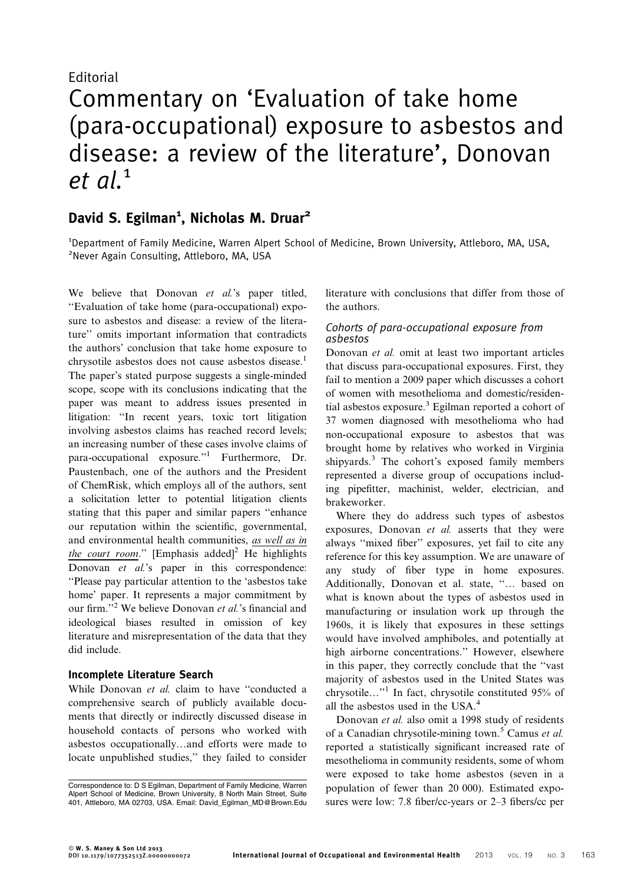Editorial

# Commentary on 'Evaluation of take home (para-occupational) exposure to asbestos and disease: a review of the literature', Donovan *et al.*[1]

**David S. Egilman[1], Nicholas M. Druar[2]**

[1]Department of Family Medicine, Warren Alpert School of Medicine, Brown University, Attleboro, MA, USA, [2]Never Again Consulting, Attleboro, MA, USA

We believe that Donovan *et al.*'s paper titled, "Evaluation of take home (para-occupational) exposure to asbestos and disease: a review of the literature" omits important information that contradicts the authors' conclusion that take home exposure to chrysotile asbestos does not cause asbestos disease.[1] The paper's stated purpose suggests a single-minded scope, scope with its conclusions indicating that the paper was meant to address issues presented in litigation: "In recent years, toxic tort litigation involving asbestos claims has reached record levels; an increasing number of these cases involve claims of para-occupational exposure."[1] Furthermore, Dr. Paustenbach, one of the authors and the President of ChemRisk, which employs all of the authors, sent a solicitation letter to potential litigation clients stating that this paper and similar papers "enhance our reputation within the scientific, governmental, and environmental health communities, as well as in the court room." [Emphasis added][2] He highlights Donovan *et al.*'s paper in this correspondence: "Please pay particular attention to the 'asbestos take home' paper. It represents a major commitment by our firm."[2] We believe Donovan *et al.*'s financial and ideological biases resulted in omission of key literature and misrepresentation of the data that they did include.

## Incomplete Literature Search

While Donovan *et al.* claim to have "conducted a comprehensive search of publicly available documents that directly or indirectly discussed disease in household contacts of persons who worked with asbestos occupationally...and efforts were made to locate unpublished studies," they failed to consider literature with conclusions that differ from those of the authors.

### *Cohorts of para-occupational exposure from asbestos*

Donovan *et al.* omit at least two important articles that discuss para-occupational exposures. First, they fail to mention a 2009 paper which discusses a cohort of women with mesothelioma and domestic/residential asbestos exposure.[3] Egilman reported a cohort of 37 women diagnosed with mesothelioma who had non-occupational exposure to asbestos that was brought home by relatives who worked in Virginia shipyards.[3] The cohort's exposed family members represented a diverse group of occupations including pipefitter, machinist, welder, electrician, and brakeworker.

Where they do address such types of asbestos exposures, Donovan *et al.* asserts that they were always "mixed fiber" exposures, yet fail to cite any reference for this key assumption. We are unaware of any study of fiber type in home exposures. Additionally, Donovan et al. state, "... based on what is known about the types of asbestos used in manufacturing or insulation work up through the 1960s, it is likely that exposures in these settings would have involved amphiboles, and potentially at high airborne concentrations." However, elsewhere in this paper, they correctly conclude that the "vast majority of asbestos used in the United States was chrysotile..."[1] In fact, chrysotile constituted 95% of all the asbestos used in the USA.[4]

Donovan *et al.* also omit a 1998 study of residents of a Canadian chrysotile-mining town.[5] Camus *et al.* reported a statistically significant increased rate of mesothelioma in community residents, some of whom were exposed to take home asbestos (seven in a population of fewer than 20 000). Estimated exposures were low: 7.8 fiber/cc-years or 2–3 fibers/cc per

Correspondence to: D S Egilman, Department of Family Medicine, Warren Alpert School of Medicine, Brown University, 8 North Main Street, Suite 401, Attleboro, MA 02703, USA. Email: David_Egilman_MD@Brown.Edu

© W. S. Maney & Son Ltd 2013
DOI 10.1179/1077352513Z.00000000072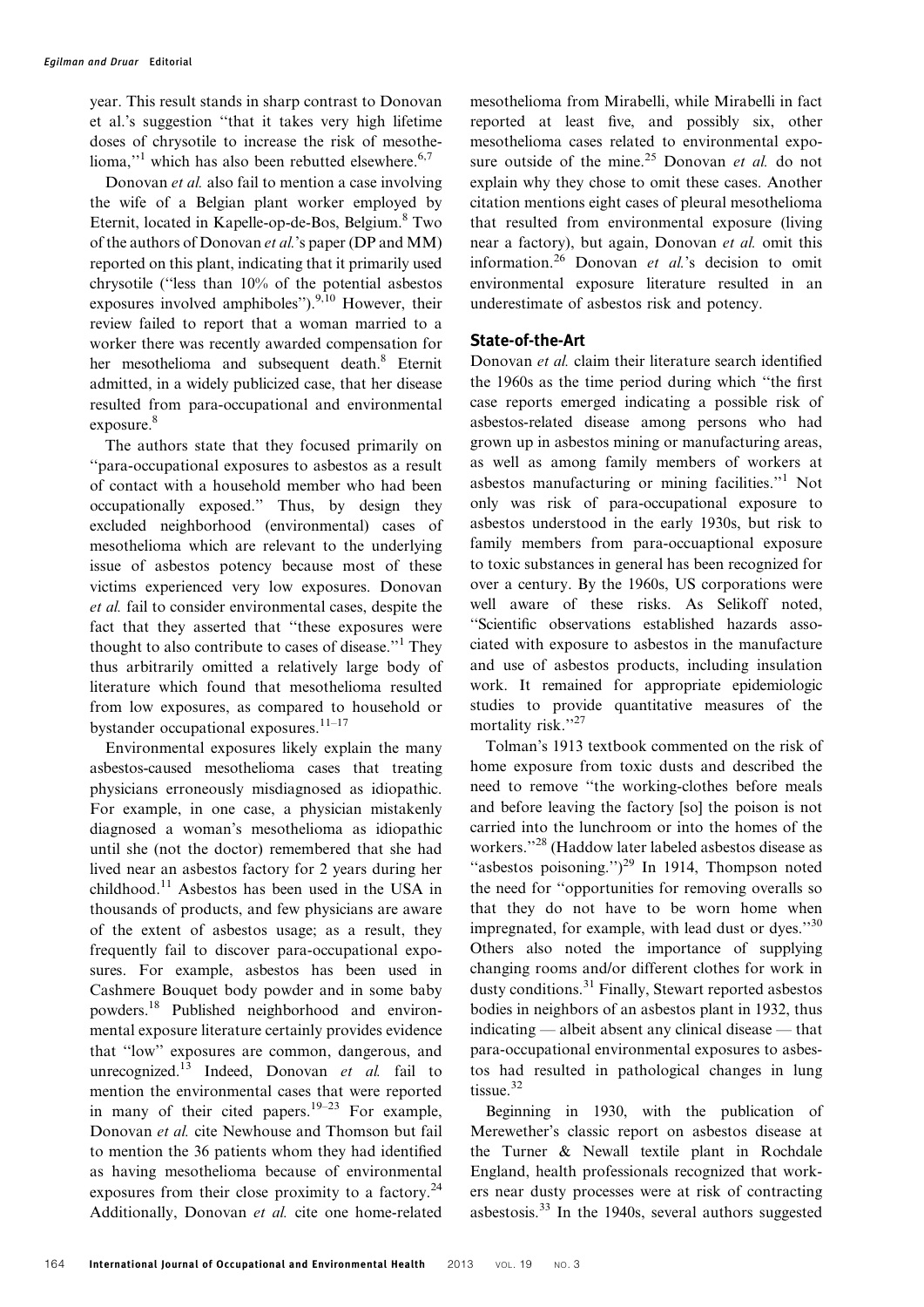year. This result stands in sharp contrast to Donovan et al.'s suggestion "that it takes very high lifetime doses of chrysotile to increase the risk of mesothelioma,"[1] which has also been rebutted elsewhere.[6,7]

Donovan *et al.* also fail to mention a case involving the wife of a Belgian plant worker employed by Eternit, located in Kapelle-op-de-Bos, Belgium.[8] Two of the authors of Donovan *et al.*'s paper (DP and MM) reported on this plant, indicating that it primarily used chrysotile ("less than 10% of the potential asbestos exposures involved amphiboles").[9,10] However, their review failed to report that a woman married to a worker there was recently awarded compensation for her mesothelioma and subsequent death.[8] Eternit admitted, in a widely publicized case, that her disease resulted from para-occupational and environmental exposure.[8]

The authors state that they focused primarily on "para-occupational exposures to asbestos as a result of contact with a household member who had been occupationally exposed." Thus, by design they excluded neighborhood (environmental) cases of mesothelioma which are relevant to the underlying issue of asbestos potency because most of these victims experienced very low exposures. Donovan *et al.* fail to consider environmental cases, despite the fact that they asserted that "these exposures were thought to also contribute to cases of disease."[1] They thus arbitrarily omitted a relatively large body of literature which found that mesothelioma resulted from low exposures, as compared to household or bystander occupational exposures.[11–17]

Environmental exposures likely explain the many asbestos-caused mesothelioma cases that treating physicians erroneously misdiagnosed as idiopathic. For example, in one case, a physician mistakenly diagnosed a woman's mesothelioma as idiopathic until she (not the doctor) remembered that she had lived near an asbestos factory for 2 years during her childhood.[11] Asbestos has been used in the USA in thousands of products, and few physicians are aware of the extent of asbestos usage; as a result, they frequently fail to discover para-occupational exposures. For example, asbestos has been used in Cashmere Bouquet body powder and in some baby powders.[18] Published neighborhood and environmental exposure literature certainly provides evidence that "low" exposures are common, dangerous, and unrecognized.[13] Indeed, Donovan *et al.* fail to mention the environmental cases that were reported in many of their cited papers.[19–23] For example, Donovan *et al.* cite Newhouse and Thomson but fail to mention the 36 patients whom they had identified as having mesothelioma because of environmental exposures from their close proximity to a factory.[24] Additionally, Donovan *et al.* cite one home-related mesothelioma from Mirabelli, while Mirabelli in fact reported at least five, and possibly six, other mesothelioma cases related to environmental exposure outside of the mine.[25] Donovan *et al.* do not explain why they chose to omit these cases. Another citation mentions eight cases of pleural mesothelioma that resulted from environmental exposure (living near a factory), but again, Donovan *et al.* omit this information.[26] Donovan *et al.*'s decision to omit environmental exposure literature resulted in an underestimate of asbestos risk and potency.

## State-of-the-Art

Donovan *et al.* claim their literature search identified the 1960s as the time period during which "the first case reports emerged indicating a possible risk of asbestos-related disease among persons who had grown up in asbestos mining or manufacturing areas, as well as among family members of workers at asbestos manufacturing or mining facilities."[1] Not only was risk of para-occupational exposure to asbestos understood in the early 1930s, but risk to family members from para-occuaptional exposure to toxic substances in general has been recognized for over a century. By the 1960s, US corporations were well aware of these risks. As Selikoff noted, "Scientific observations established hazards associated with exposure to asbestos in the manufacture and use of asbestos products, including insulation work. It remained for appropriate epidemiologic studies to provide quantitative measures of the mortality risk."[27]

Tolman's 1913 textbook commented on the risk of home exposure from toxic dusts and described the need to remove "the working-clothes before meals and before leaving the factory [so] the poison is not carried into the lunchroom or into the homes of the workers."[28] (Haddow later labeled asbestos disease as "asbestos poisoning.")[29] In 1914, Thompson noted the need for "opportunities for removing overalls so that they do not have to be worn home when impregnated, for example, with lead dust or dyes."[30] Others also noted the importance of supplying changing rooms and/or different clothes for work in dusty conditions.[31] Finally, Stewart reported asbestos bodies in neighbors of an asbestos plant in 1932, thus indicating — albeit absent any clinical disease — that para-occupational environmental exposures to asbestos had resulted in pathological changes in lung tissue.[32]

Beginning in 1930, with the publication of Merewether's classic report on asbestos disease at the Turner & Newall textile plant in Rochdale England, health professionals recognized that workers near dusty processes were at risk of contracting asbestosis.[33] In the 1940s, several authors suggested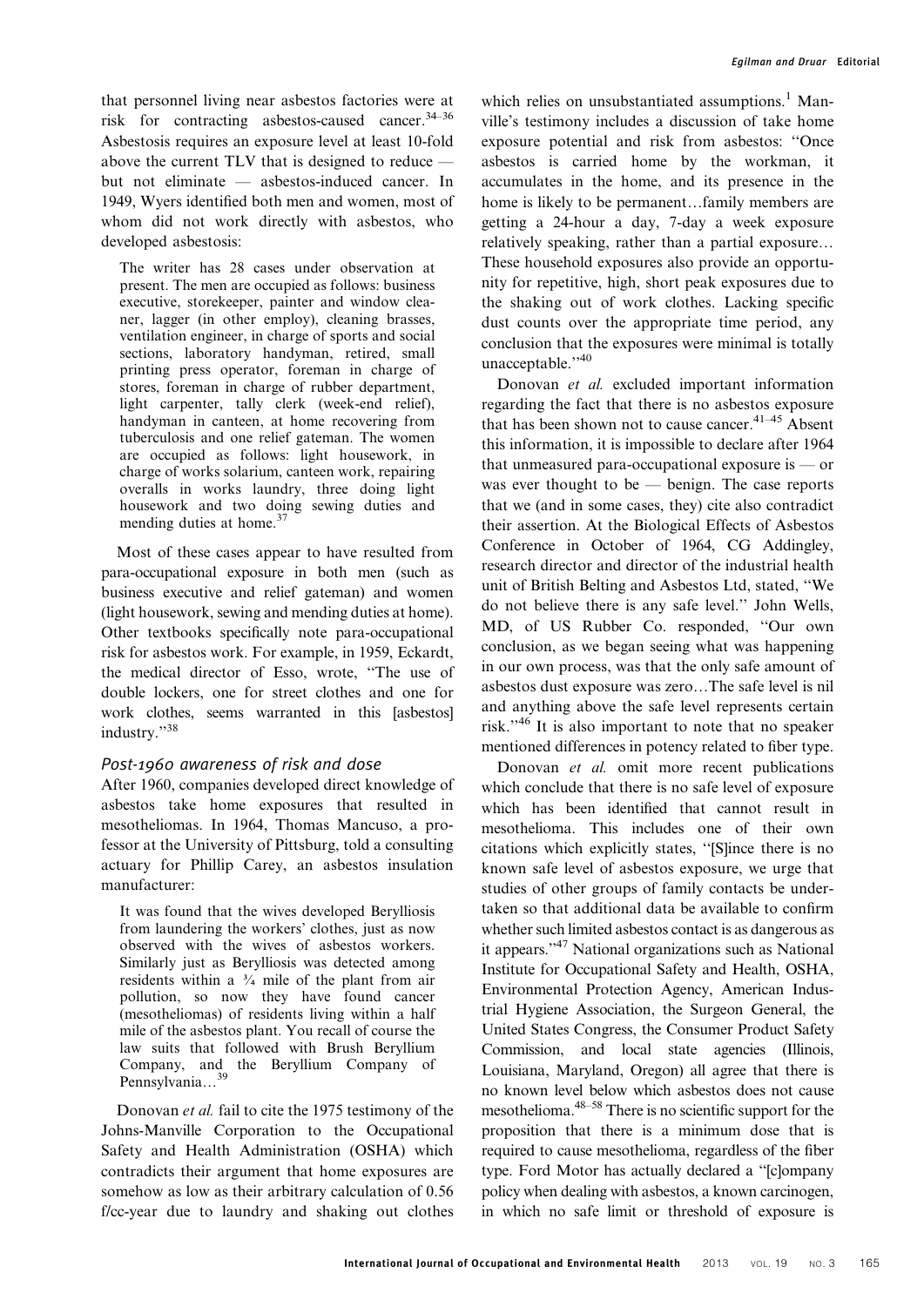that personnel living near asbestos factories were at risk for contracting asbestos-caused cancer.[34–36] Asbestosis requires an exposure level at least 10-fold above the current TLV that is designed to reduce — but not eliminate — asbestos-induced cancer. In 1949, Wyers identified both men and women, most of whom did not work directly with asbestos, who developed asbestosis:

> The writer has 28 cases under observation at present. The men are occupied as follows: business executive, storekeeper, painter and window cleaner, lagger (in other employ), cleaning brasses, ventilation engineer, in charge of sports and social sections, laboratory handyman, retired, small printing press operator, foreman in charge of stores, foreman in charge of rubber department, light carpenter, tally clerk (week-end relief), handyman in canteen, at home recovering from tuberculosis and one relief gateman. The women are occupied as follows: light housework, in charge of works solarium, canteen work, repairing overalls in works laundry, three doing light housework and two doing sewing duties and mending duties at home.[37]

Most of these cases appear to have resulted from para-occupational exposure in both men (such as business executive and relief gateman) and women (light housework, sewing and mending duties at home). Other textbooks specifically note para-occupational risk for asbestos work. For example, in 1959, Eckardt, the medical director of Esso, wrote, "The use of double lockers, one for street clothes and one for work clothes, seems warranted in this [asbestos] industry."[38]

### Post-1960 awareness of risk and dose

After 1960, companies developed direct knowledge of asbestos take home exposures that resulted in mesotheliomas. In 1964, Thomas Mancuso, a professor at the University of Pittsburg, told a consulting actuary for Phillip Carey, an asbestos insulation manufacturer:

> It was found that the wives developed Berylliosis from laundering the workers' clothes, just as now observed with the wives of asbestos workers. Similarly just as Berylliosis was detected among residents within a ¾ mile of the plant from air pollution, so now they have found cancer (mesotheliomas) of residents living within a half mile of the asbestos plant. You recall of course the law suits that followed with Brush Beryllium Company, and the Beryllium Company of Pennsylvania…[39]

Donovan *et al.* fail to cite the 1975 testimony of the Johns-Manville Corporation to the Occupational Safety and Health Administration (OSHA) which contradicts their argument that home exposures are somehow as low as their arbitrary calculation of 0.56 f/cc-year due to laundry and shaking out clothes which relies on unsubstantiated assumptions.[1] Manville's testimony includes a discussion of take home exposure potential and risk from asbestos: "Once asbestos is carried home by the workman, it accumulates in the home, and its presence in the home is likely to be permanent…family members are getting a 24-hour a day, 7-day a week exposure relatively speaking, rather than a partial exposure… These household exposures also provide an opportunity for repetitive, high, short peak exposures due to the shaking out of work clothes. Lacking specific dust counts over the appropriate time period, any conclusion that the exposures were minimal is totally unacceptable."[40]

Donovan *et al.* excluded important information regarding the fact that there is no asbestos exposure that has been shown not to cause cancer.[41–45] Absent this information, it is impossible to declare after 1964 that unmeasured para-occupational exposure is — or was ever thought to be — benign. The case reports that we (and in some cases, they) cite also contradict their assertion. At the Biological Effects of Asbestos Conference in October of 1964, CG Addingley, research director and director of the industrial health unit of British Belting and Asbestos Ltd, stated, "We do not believe there is any safe level." John Wells, MD, of US Rubber Co. responded, "Our own conclusion, as we began seeing what was happening in our own process, was that the only safe amount of asbestos dust exposure was zero…The safe level is nil and anything above the safe level represents certain risk."[46] It is also important to note that no speaker mentioned differences in potency related to fiber type.

Donovan *et al.* omit more recent publications which conclude that there is no safe level of exposure which has been identified that cannot result in mesothelioma. This includes one of their own citations which explicitly states, "[S]ince there is no known safe level of asbestos exposure, we urge that studies of other groups of family contacts be undertaken so that additional data be available to confirm whether such limited asbestos contact is as dangerous as it appears."[47] National organizations such as National Institute for Occupational Safety and Health, OSHA, Environmental Protection Agency, American Industrial Hygiene Association, the Surgeon General, the United States Congress, the Consumer Product Safety Commission, and local state agencies (Illinois, Louisiana, Maryland, Oregon) all agree that there is no known level below which asbestos does not cause mesothelioma.[48–58] There is no scientific support for the proposition that there is a minimum dose that is required to cause mesothelioma, regardless of the fiber type. Ford Motor has actually declared a "[c]ompany policy when dealing with asbestos, a known carcinogen, in which no safe limit or threshold of exposure is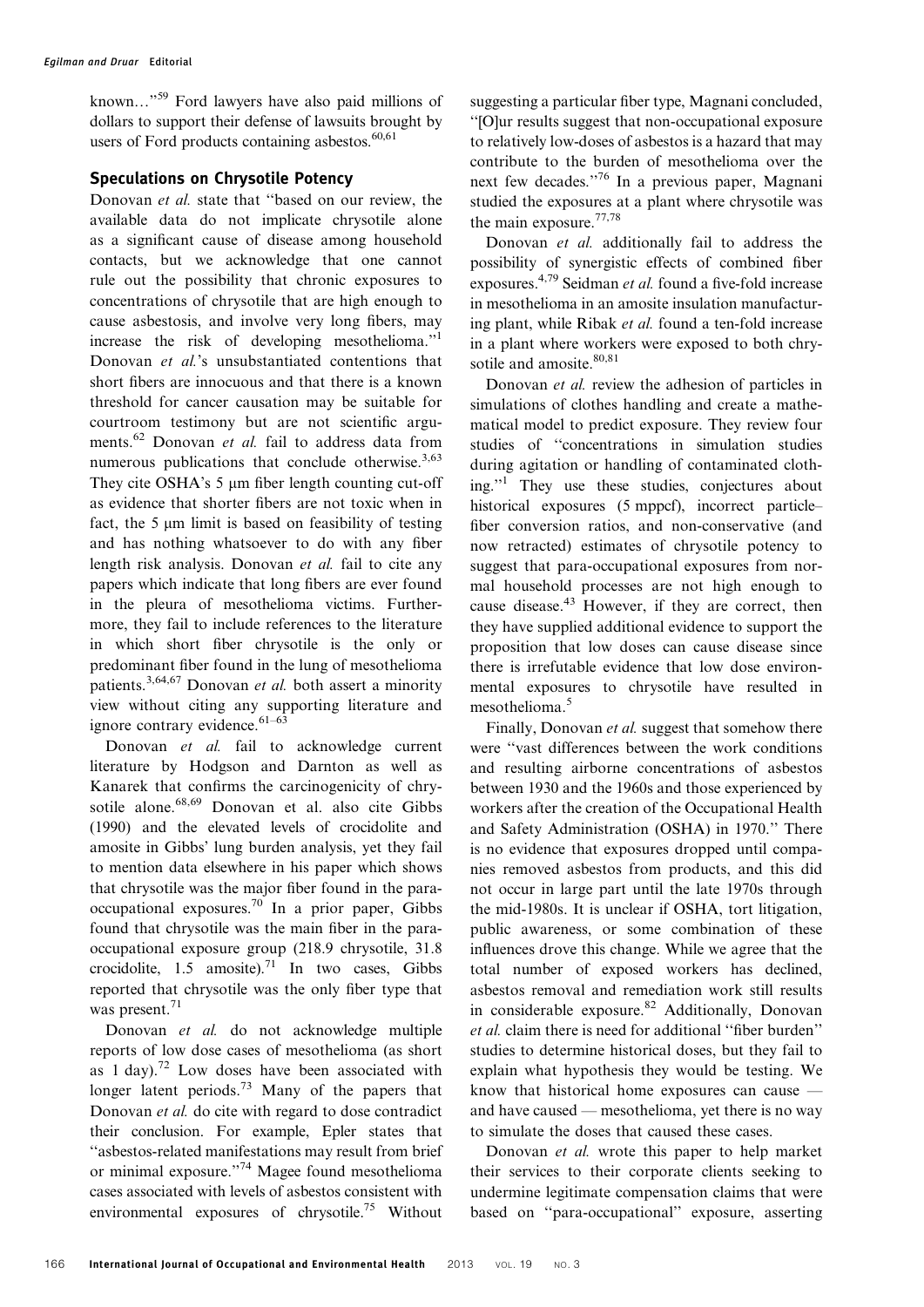known…"[59] Ford lawyers have also paid millions of dollars to support their defense of lawsuits brought by users of Ford products containing asbestos.[60,61]

## Speculations on Chrysotile Potency

Donovan *et al.* state that "based on our review, the available data do not implicate chrysotile alone as a significant cause of disease among household contacts, but we acknowledge that one cannot rule out the possibility that chronic exposures to concentrations of chrysotile that are high enough to cause asbestosis, and involve very long fibers, may increase the risk of developing mesothelioma."[1] Donovan *et al.*'s unsubstantiated contentions that short fibers are innocuous and that there is a known threshold for cancer causation may be suitable for courtroom testimony but are not scientific arguments.[62] Donovan *et al.* fail to address data from numerous publications that conclude otherwise.[3,63] They cite OSHA's 5 μm fiber length counting cut-off as evidence that shorter fibers are not toxic when in fact, the 5 μm limit is based on feasibility of testing and has nothing whatsoever to do with any fiber length risk analysis. Donovan *et al.* fail to cite any papers which indicate that long fibers are ever found in the pleura of mesothelioma victims. Furthermore, they fail to include references to the literature in which short fiber chrysotile is the only or predominant fiber found in the lung of mesothelioma patients.[3,64,67] Donovan *et al.* both assert a minority view without citing any supporting literature and ignore contrary evidence.[61–63]

Donovan *et al.* fail to acknowledge current literature by Hodgson and Darnton as well as Kanarek that confirms the carcinogenicity of chrysotile alone.[68,69] Donovan et al. also cite Gibbs (1990) and the elevated levels of crocidolite and amosite in Gibbs' lung burden analysis, yet they fail to mention data elsewhere in his paper which shows that chrysotile was the major fiber found in the para-occupational exposures.[70] In a prior paper, Gibbs found that chrysotile was the main fiber in the para-occupational exposure group (218.9 chrysotile, 31.8 crocidolite, 1.5 amosite).[71] In two cases, Gibbs reported that chrysotile was the only fiber type that was present.[71]

Donovan *et al.* do not acknowledge multiple reports of low dose cases of mesothelioma (as short as 1 day).[72] Low doses have been associated with longer latent periods.[73] Many of the papers that Donovan *et al.* do cite with regard to dose contradict their conclusion. For example, Epler states that "asbestos-related manifestations may result from brief or minimal exposure."[74] Magee found mesothelioma cases associated with levels of asbestos consistent with environmental exposures of chrysotile.[75] Without suggesting a particular fiber type, Magnani concluded, "[O]ur results suggest that non-occupational exposure to relatively low-doses of asbestos is a hazard that may contribute to the burden of mesothelioma over the next few decades."[76] In a previous paper, Magnani studied the exposures at a plant where chrysotile was the main exposure.[77,78]

Donovan *et al.* additionally fail to address the possibility of synergistic effects of combined fiber exposures.[4,79] Seidman *et al.* found a five-fold increase in mesothelioma in an amosite insulation manufacturing plant, while Ribak *et al.* found a ten-fold increase in a plant where workers were exposed to both chrysotile and amosite.[80,81]

Donovan *et al.* review the adhesion of particles in simulations of clothes handling and create a mathematical model to predict exposure. They review four studies of "concentrations in simulation studies during agitation or handling of contaminated clothing."[1] They use these studies, conjectures about historical exposures (5 mppcf), incorrect particle–fiber conversion ratios, and non-conservative (and now retracted) estimates of chrysotile potency to suggest that para-occupational exposures from normal household processes are not high enough to cause disease.[43] However, if they are correct, then they have supplied additional evidence to support the proposition that low doses can cause disease since there is irrefutable evidence that low dose environmental exposures to chrysotile have resulted in mesothelioma.[5]

Finally, Donovan *et al.* suggest that somehow there were "vast differences between the work conditions and resulting airborne concentrations of asbestos between 1930 and the 1960s and those experienced by workers after the creation of the Occupational Health and Safety Administration (OSHA) in 1970." There is no evidence that exposures dropped until companies removed asbestos from products, and this did not occur in large part until the late 1970s through the mid-1980s. It is unclear if OSHA, tort litigation, public awareness, or some combination of these influences drove this change. While we agree that the total number of exposed workers has declined, asbestos removal and remediation work still results in considerable exposure.[82] Additionally, Donovan *et al.* claim there is need for additional "fiber burden" studies to determine historical doses, but they fail to explain what hypothesis they would be testing. We know that historical home exposures can cause — and have caused — mesothelioma, yet there is no way to simulate the doses that caused these cases.

Donovan *et al.* wrote this paper to help market their services to their corporate clients seeking to undermine legitimate compensation claims that were based on "para-occupational" exposure, asserting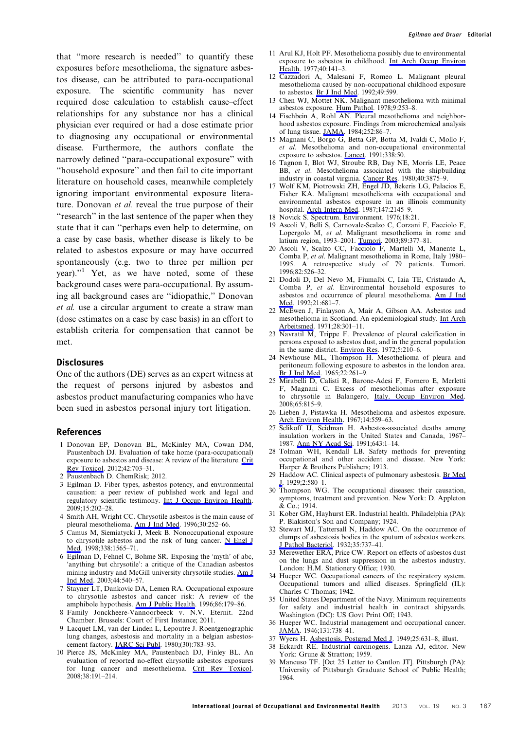that "more research is needed" to quantify these exposures before mesothelioma, the signature asbestos disease, can be attributed to para-occupational exposure. The scientific community has never required dose calculation to establish cause–effect relationships for any substance nor has a clinical physician ever required or had a dose estimate prior to diagnosing any occupational or environmental disease. Furthermore, the authors conflate the narrowly defined "para-occupational exposure" with "household exposure" and then fail to cite important literature on household cases, meanwhile completely ignoring important environmental exposure literature. Donovan *et al.* reveal the true purpose of their "research" in the last sentence of the paper when they state that it can "perhaps even help to determine, on a case by case basis, whether disease is likely to be related to asbestos exposure or may have occurred spontaneously (e.g. two to three per million per year)."[1] Yet, as we have noted, some of these background cases were para-occupational. By assuming all background cases are "idiopathic," Donovan *et al.* use a circular argument to create a straw man (dose estimates on a case by case basis) in an effort to establish criteria for compensation that cannot be met.

## Disclosures

One of the authors (DE) serves as an expert witness at the request of persons injured by asbestos and asbestos product manufacturing companies who have been sued in asbestos personal injury tort litigation.

## References

1. Donovan EP, Donovan BL, McKinley MA, Cowan DM, Paustenbach DJ. Evaluation of take home (para-occupational) exposure to asbestos and disease: A review of the literature. Crit Rev Toxicol. 2012;42:703–31.
2. Paustenbach D. ChemRisk; 2012.
3. Egilman D. Fiber types, asbestos potency, and environmental causation: a peer review of published work and legal and regulatory scientific testimony. Int J Occup Environ Health. 2009;15:202–28.
4. Smith AH, Wright CC. Chrysotile asbestos is the main cause of pleural mesothelioma. Am J Ind Med. 1996;30:252–66.
5. Camus M, Siemiatycki J, Meek B. Nonoccupational exposure to chrysotile asbestos and the risk of lung cancer. N Engl J Med. 1998;338:1565–71.
6. Egilman D, Fehnel C, Bohme SR. Exposing the 'myth' of abc, 'anything but chrysotile': a critique of the Canadian asbestos mining industry and McGill university chrysotile studies. Am J Ind Med. 2003;44:540–57.
7. Stayner LT, Dankovic DA, Lemen RA. Occupational exposure to chrysotile asbestos and cancer risk: A review of the amphibole hypothesis. Am J Public Health. 1996;86:179–86.
8. Family Jonckheere-Vannoorbeeck v. N.V. Eternit. 22nd Chamber. Brussels: Court of First Instance; 2011.
9. Lacquet LM, van der Linden L, Lepoutre J. Roentgenographic lung changes, asbestosis and mortality in a belgian asbestos-cement factory. IARC Sci Publ. 1980;(30):783–93.
10. Pierce JS, McKinley MA, Paustenbach DJ, Finley BL. An evaluation of reported no-effect chrysotile asbestos exposures for lung cancer and mesothelioma. Crit Rev Toxicol. 2008;38:191–214.
11. Arul KJ, Holt PF. Mesothelioma possibly due to environmental exposure to asbestos in childhood. Int Arch Occup Environ Health. 1977;40:141–3.
12. Cazzadori A, Malesani F, Romeo L. Malignant pleural mesothelioma caused by non-occupational childhood exposure to asbestos. Br J Ind Med. 1992;49:599.
13. Chen WJ, Mottet NK. Malignant mesothelioma with minimal asbestos exposure. Hum Pathol. 1978;9:253–8.
14. Fischbein A, Rohl AN. Pleural mesothelioma and neighborhood asbestos exposure. Findings from microchemical analysis of lung tissue. JAMA. 1984;252:86–7.
15. Magnani C, Borgo G, Betta GP, Botta M, Ivaldi C, Mollo F, *et al.* Mesothelioma and non-occupational environmental exposure to asbestos. Lancet. 1991;338:50.
16. Tagnon I, Blot WJ, Stroube RB, Day NE, Morris LE, Peace BB, *et al.* Mesothelioma associated with the shipbuilding industry in coastal virginia. Cancer Res. 1980;40:3875–9.
17. Wolf KM, Piotrowski ZH, Engel JD, Bekeris LG, Palacios E, Fisher KA. Malignant mesothelioma with occupational and environmental asbestos exposure in an illinois community hospital. Arch Intern Med. 1987;147:2145–9.
18. Novick S. Spectrum. Environment. 1976;18:21.
19. Ascoli V, Belli S, Carnovale-Scalzo C, Corzani F, Facciolo F, Lopergolo M, *et al.* Malignant mesothelioma in rome and latium region, 1993–2001. Tumori. 2003;89:377–81.
20. Ascoli V, Scalzo CC, Facciolo F, Martelli M, Manente L, Comba P, *et al.* Malignant mesothelioma in Rome, Italy 1980–1995. A retrospective study of 79 patients. Tumori. 1996;82:526–32.
21. Dodoli D, Del Nevo M, Fiumalbi C, Iaia TE, Cristaudo A, Comba P, *et al.* Environmental household exposures to asbestos and occurrence of pleural mesothelioma. Am J Ind Med. 1992;21:681–7.
22. McEwen J, Finlayson A, Mair A, Gibson AA. Asbestos and mesothelioma in Scotland. An epidemiological study. Int Arch Arbeitsmed. 1971;28:301–11.
23. Navratil M, Trippe F. Prevalence of pleural calcification in persons exposed to asbestos dust, and in the general population in the same district. Environ Res. 1972;5:210–6.
24. Newhouse ML, Thompson H. Mesothelioma of pleura and peritoneum following exposure to asbestos in the london area. Br J Ind Med. 1965;22:261–9.
25. Mirabelli D, Calisti R, Barone-Adesi F, Fornero E, Merletti F, Magnani C. Excess of mesotheliomas after exposure to chrysotile in Balangero, Italy. Occup Environ Med. 2008;65:815–9.
26. Lieben J, Pistawka H. Mesothelioma and asbestos exposure. Arch Environ Health. 1967;14:559–63.
27. Selikoff IJ, Seidman H. Asbestos-associated deaths among insulation workers in the United States and Canada, 1967–1987. Ann NY Acad Sci. 1991;643:1–14.
28. Tolman WH, Kendall LB. Safety methods for preventing occupational and other accident and disease. New York: Harper & Brothers Publishers; 1913.
29. Haddow AC. Clinical aspects of pulmonary asbestosis. Br Med J. 1929;2:580–1.
30. Thompson WG. The occupational diseases: their causation, symptoms, treatment and prevention. New York: D. Appleton & Co.; 1914.
31. Kober GM, Hayhurst ER. Industrial health. Philadelphia (PA): P. Blakiston's Son and Company; 1924.
32. Stewart MJ, Tattersall N, Haddow AC. On the occurrence of clumps of asbestosis bodies in the sputum of asbestos workers. J Pathol Bacteriol. 1932;35:737–41.
33. Merewether ERA, Price CW. Report on effects of asbestos dust on the lungs and dust suppression in the asbestos industry. London: H.M. Stationery Office; 1930.
34. Hueper WC. Occupational cancers of the respiratory system. Occupational tumors and allied diseases. Springfield (IL): Charles C Thomas; 1942.
35. United States Department of the Navy. Minimum requirements for safety and industrial health in contract shipyards. Washington (DC): US Govt Print Off; 1943.
36. Hueper WC. Industrial management and occupational cancer. JAMA. 1946;131:738–41.
37. Wyers H. Asbestosis. Postgrad Med J. 1949;25:631–8, illust.
38. Eckardt RE. Industrial carcinogens. Lanza AJ, editor. New York: Grune & Stratton; 1959.
39. Mancuso TF. [Oct 25 Letter to Cantlon JT]. Pittsburgh (PA): University of Pittsburgh Graduate School of Public Health; 1964.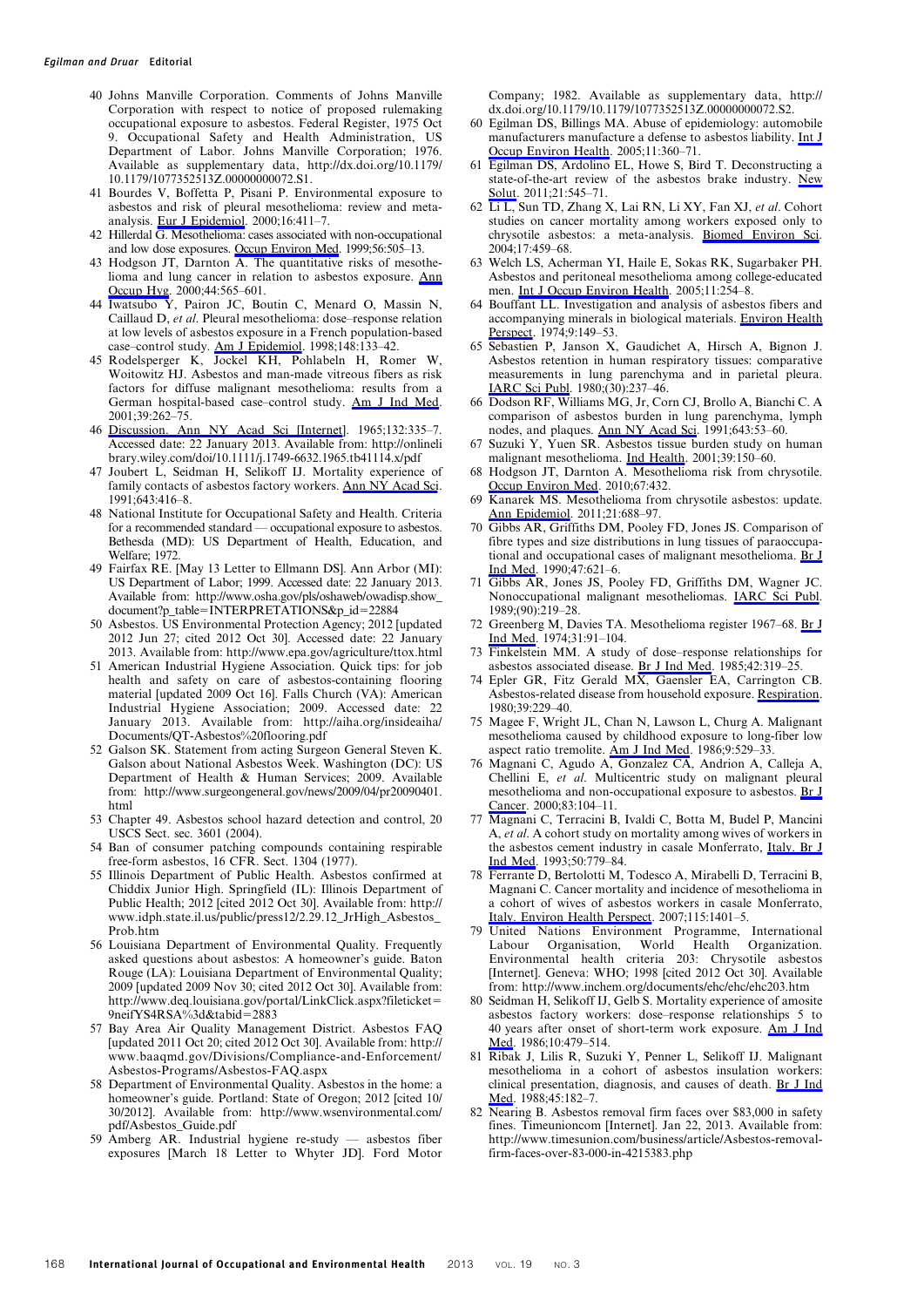40 Johns Manville Corporation. Comments of Johns Manville Corporation with respect to notice of proposed rulemaking occupational exposure to asbestos. Federal Register, 1975 Oct 9. Occupational Safety and Health Administration, US Department of Labor. Johns Manville Corporation; 1976. Available as supplementary data, http://dx.doi.org/10.1179/10.1179/1077352513Z.00000000072.S1.

41 Bourdes V, Boffetta P, Pisani P. Environmental exposure to asbestos and risk of pleural mesothelioma: review and meta-analysis. Eur J Epidemiol. 2000;16:411–7.

42 Hillerdal G. Mesothelioma: cases associated with non-occupational and low dose exposures. Occup Environ Med. 1999;56:505–13.

43 Hodgson JT, Darnton A. The quantitative risks of mesothelioma and lung cancer in relation to asbestos exposure. Ann Occup Hyg. 2000;44:565–601.

44 Iwatsubo Y, Pairon JC, Boutin C, Menard O, Massin N, Caillaud D, *et al*. Pleural mesothelioma: dose–response relation at low levels of asbestos exposure in a French population-based case–control study. Am J Epidemiol. 1998;148:133–42.

45 Rodelsperger K, Jockel KH, Pohlabeln H, Romer W, Woitowitz HJ. Asbestos and man-made vitreous fibers as risk factors for diffuse malignant mesothelioma: results from a German hospital-based case–control study. Am J Ind Med. 2001;39:262–75.

46 Discussion. Ann NY Acad Sci [Internet]. 1965;132:335–7. Accessed date: 22 January 2013. Available from: http://onlinelibrary.wiley.com/doi/10.1111/j.1749-6632.1965.tb41114.x/pdf

47 Joubert L, Seidman H, Selikoff IJ. Mortality experience of family contacts of asbestos factory workers. Ann NY Acad Sci. 1991;643:416–8.

48 National Institute for Occupational Safety and Health. Criteria for a recommended standard — occupational exposure to asbestos. Bethesda (MD): US Department of Health, Education, and Welfare; 1972.

49 Fairfax RE. [May 13 Letter to Ellmann DS]. Ann Arbor (MI): US Department of Labor; 1999. Accessed date: 22 January 2013. Available from: http://www.osha.gov/pls/oshaweb/owadisp.show_document?p_table=INTERPRETATIONS&p_id=22884

50 Asbestos. US Environmental Protection Agency; 2012 [updated 2012 Jun 27; cited 2012 Oct 30]. Accessed date: 22 January 2013. Available from: http://www.epa.gov/agriculture/ttox.html

51 American Industrial Hygiene Association. Quick tips: for job health and safety on care of asbestos-containing flooring material [updated 2009 Oct 16]. Falls Church (VA): American Industrial Hygiene Association; 2009. Accessed date: 22 January 2013. Available from: http://aiha.org/insideaiha/Documents/QT-Asbestos%20flooring.pdf

52 Galson SK. Statement from acting Surgeon General Steven K. Galson about National Asbestos Week. Washington (DC): US Department of Health & Human Services; 2009. Available from: http://www.surgeongeneral.gov/news/2009/04/pr20090401.html

53 Chapter 49. Asbestos school hazard detection and control, 20 USCS Sect. sec. 3601 (2004).

54 Ban of consumer patching compounds containing respirable free-form asbestos, 16 CFR. Sect. 1304 (1977).

55 Illinois Department of Public Health. Asbestos confirmed at Chiddix Junior High. Springfield (IL): Illinois Department of Public Health; 2012 [cited 2012 Oct 30]. Available from: http://www.idph.state.il.us/public/press12/2.29.12_JrHigh_Asbestos_Prob.htm

56 Louisiana Department of Environmental Quality. Frequently asked questions about asbestos: A homeowner's guide. Baton Rouge (LA): Louisiana Department of Environmental Quality; 2009 [updated 2009 Nov 30; cited 2012 Oct 30]. Available from: http://www.deq.louisiana.gov/portal/LinkClick.aspx?fileticket=9neifYS4RSA%3d&tabid=2883

57 Bay Area Air Quality Management District. Asbestos FAQ [updated 2011 Oct 20; cited 2012 Oct 30]. Available from: http://www.baaqmd.gov/Divisions/Compliance-and-Enforcement/Asbestos-Programs/Asbestos-FAQ.aspx

58 Department of Environmental Quality. Asbestos in the home: a homeowner's guide. Portland: State of Oregon; 2012 [cited 10/30/2012]. Available from: http://www.wsenvironmental.com/pdf/Asbestos_Guide.pdf

59 Amberg AR. Industrial hygiene re-study — asbestos fiber exposures [March 18 Letter to Whyter JD]. Ford Motor Company; 1982. Available as supplementary data, http://dx.doi.org/10.1179/10.1179/1077352513Z.00000000072.S2.

60 Egilman DS, Billings MA. Abuse of epidemiology: automobile manufacturers manufacture a defense to asbestos liability. Int J Occup Environ Health. 2005;11:360–71.

61 Egilman DS, Ardolino EL, Howe S, Bird T. Deconstructing a state-of-the-art review of the asbestos brake industry. New Solut. 2011;21:545–71.

62 Li L, Sun TD, Zhang X, Lai RN, Li XY, Fan XJ, *et al*. Cohort studies on cancer mortality among workers exposed only to chrysotile asbestos: a meta-analysis. Biomed Environ Sci. 2004;17:459–68.

63 Welch LS, Acherman YI, Haile E, Sokas RK, Sugarbaker PH. Asbestos and peritoneal mesothelioma among college-educated men. Int J Occup Environ Health. 2005;11:254–8.

64 Bouffant LL. Investigation and analysis of asbestos fibers and accompanying minerals in biological materials. Environ Health Perspect. 1974;9:149–53.

65 Sebastien P, Janson X, Gaudichet A, Hirsch A, Bignon J. Asbestos retention in human respiratory tissues: comparative measurements in lung parenchyma and in parietal pleura. IARC Sci Publ. 1980;(30):237–46.

66 Dodson RF, Williams MG, Jr, Corn CJ, Brollo A, Bianchi C. A comparison of asbestos burden in lung parenchyma, lymph nodes, and plaques. Ann NY Acad Sci. 1991;643:53–60.

67 Suzuki Y, Yuen SR. Asbestos tissue burden study on human malignant mesothelioma. Ind Health. 2001;39:150–60.

68 Hodgson JT, Darnton A. Mesothelioma risk from chrysotile. Occup Environ Med. 2010;67:432.

69 Kanarek MS. Mesothelioma from chrysotile asbestos: update. Ann Epidemiol. 2011;21:688–97.

70 Gibbs AR, Griffiths DM, Pooley FD, Jones JS. Comparison of fibre types and size distributions in lung tissues of paraoccupational and occupational cases of malignant mesothelioma. Br J Ind Med. 1990;47:621–6.

71 Gibbs AR, Jones JS, Pooley FD, Griffiths DM, Wagner JC. Nonoccupational malignant mesotheliomas. IARC Sci Publ. 1989;(90):219–28.

72 Greenberg M, Davies TA. Mesothelioma register 1967–68. Br J Ind Med. 1974;31:91–104.

73 Finkelstein MM. A study of dose–response relationships for asbestos associated disease. Br J Ind Med. 1985;42:319–25.

74 Epler GR, Fitz Gerald MX, Gaensler EA, Carrington CB. Asbestos-related disease from household exposure. Respiration. 1980;39:229–40.

75 Magee F, Wright JL, Chan N, Lawson L, Churg A. Malignant mesothelioma caused by childhood exposure to long-fiber low aspect ratio tremolite. Am J Ind Med. 1986;9:529–33.

76 Magnani C, Agudo A, Gonzalez CA, Andrion A, Calleja A, Chellini E, *et al*. Multicentric study on malignant pleural mesothelioma and non-occupational exposure to asbestos. Br J Cancer. 2000;83:104–11.

77 Magnani C, Terracini B, Ivaldi C, Botta M, Budel P, Mancini A, *et al*. A cohort study on mortality among wives of workers in the asbestos cement industry in casale Monferrato, Italy. Br J Ind Med. 1993;50:779–84.

78 Ferrante D, Bertolotti M, Todesco A, Mirabelli D, Terracini B, Magnani C. Cancer mortality and incidence of mesothelioma in a cohort of wives of asbestos workers in casale Monferrato, Italy. Environ Health Perspect. 2007;115:1401–5.

79 United Nations Environment Programme, International Labour Organisation, World Health Organization. Environmental health criteria 203: Chrysotile asbestos [Internet]. Geneva: WHO; 1998 [cited 2012 Oct 30]. Available from: http://www.inchem.org/documents/ehc/ehc/ehc203.htm

80 Seidman H, Selikoff IJ, Gelb S. Mortality experience of amosite asbestos factory workers: dose–response relationships 5 to 40 years after onset of short-term work exposure. Am J Ind Med. 1986;10:479–514.

81 Ribak J, Lilis R, Suzuki Y, Penner L, Selikoff IJ. Malignant mesothelioma in a cohort of asbestos insulation workers: clinical presentation, diagnosis, and causes of death. Br J Ind Med. 1988;45:182–7.

82 Nearing B. Asbestos removal firm faces over $83,000 in safety fines. Timeunioncom [Internet]. Jan 22, 2013. Available from: http://www.timesunion.com/business/article/Asbestos-removal-firm-faces-over-83-000-in-4215383.php